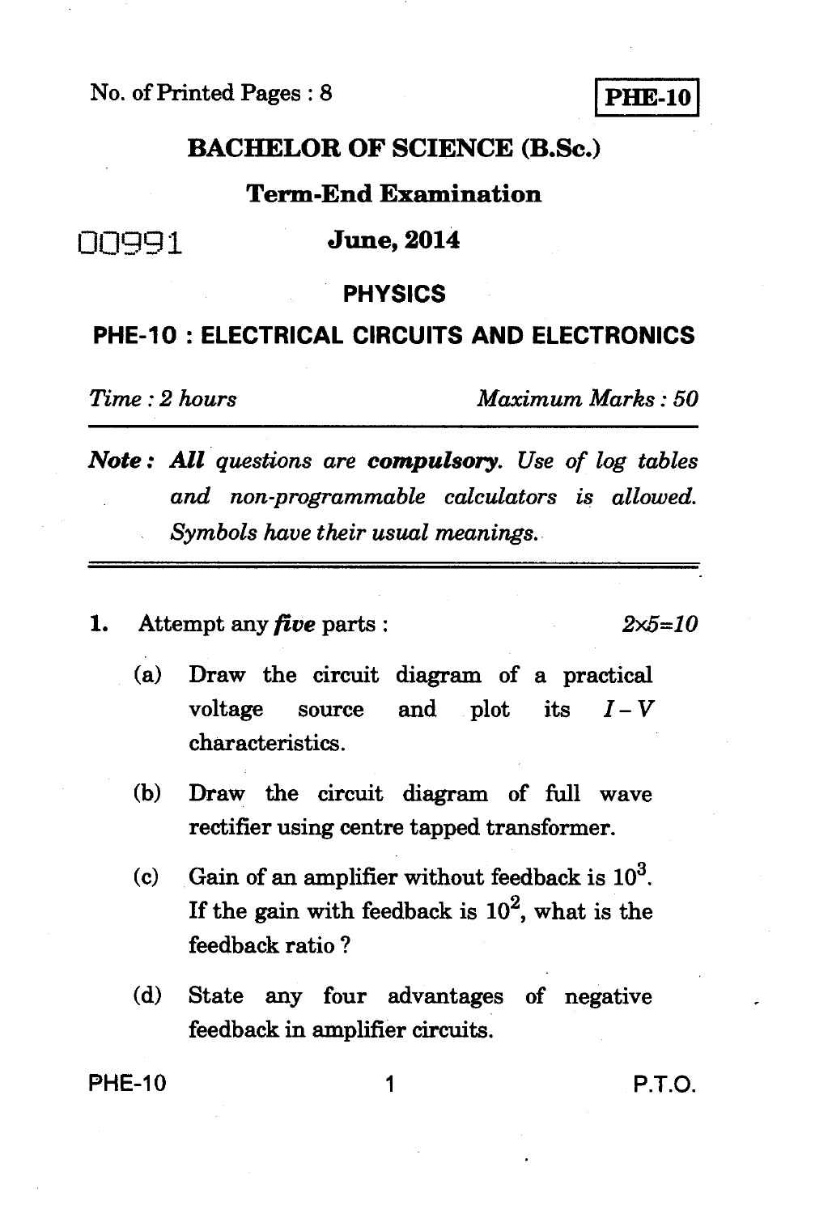No. of Printed Pages : 8

**PHE-10**

# BACHELOR OF SCIENCE (B.Sc.)

## Term-End Examination

00991

**June, 2014**

## PHYSICS

## PHE-10 : ELECTRICAL CIRCUITS AND ELECTRONICS

*Time : 2 hours* *Maximum Marks : 50*

***Note :*** *All questions are **compulsory**. Use of log tables and non-programmable calculators is allowed. Symbols have their usual meanings.*

---

**1.** Attempt any ***five*** parts : $2 \times 5 = 10$

(a) Draw the circuit diagram of a practical voltage source and plot its $I - V$ characteristics.

(b) Draw the circuit diagram of full wave rectifier using centre tapped transformer.

(c) Gain of an amplifier without feedback is $10^3$. If the gain with feedback is $10^2$, what is the feedback ratio ?

(d) State any four advantages of negative feedback in amplifier circuits.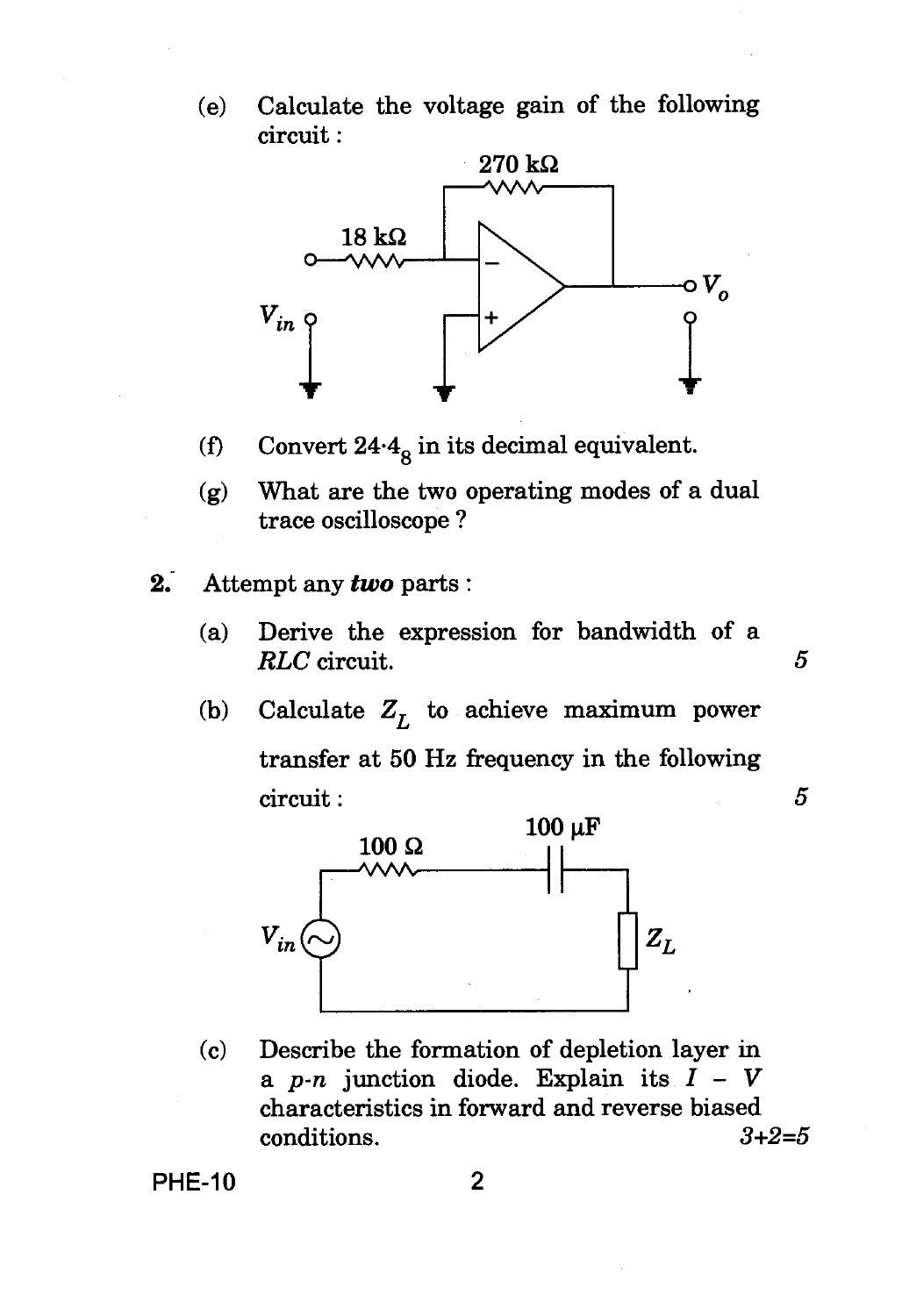(e) Calculate the voltage gain of the following circuit :

270 kΩ

18 kΩ

$V_{in}$

$V_o$

(f) Convert $24{\cdot}4_8$ in its decimal equivalent.

(g) What are the two operating modes of a dual trace oscilloscope ?

**2.** Attempt any ***two*** parts :

(a) Derive the expression for bandwidth of a *RLC* circuit. 5

(b) Calculate $Z_L$ to achieve maximum power transfer at 50 Hz frequency in the following circuit : 5

100 Ω &nbsp;&nbsp; 100 μF

$V_{in}$ &nbsp;&nbsp; $Z_L$

(c) Describe the formation of depletion layer in a *p-n* junction diode. Explain its *I* – *V* characteristics in forward and reverse biased conditions. *3+2=5*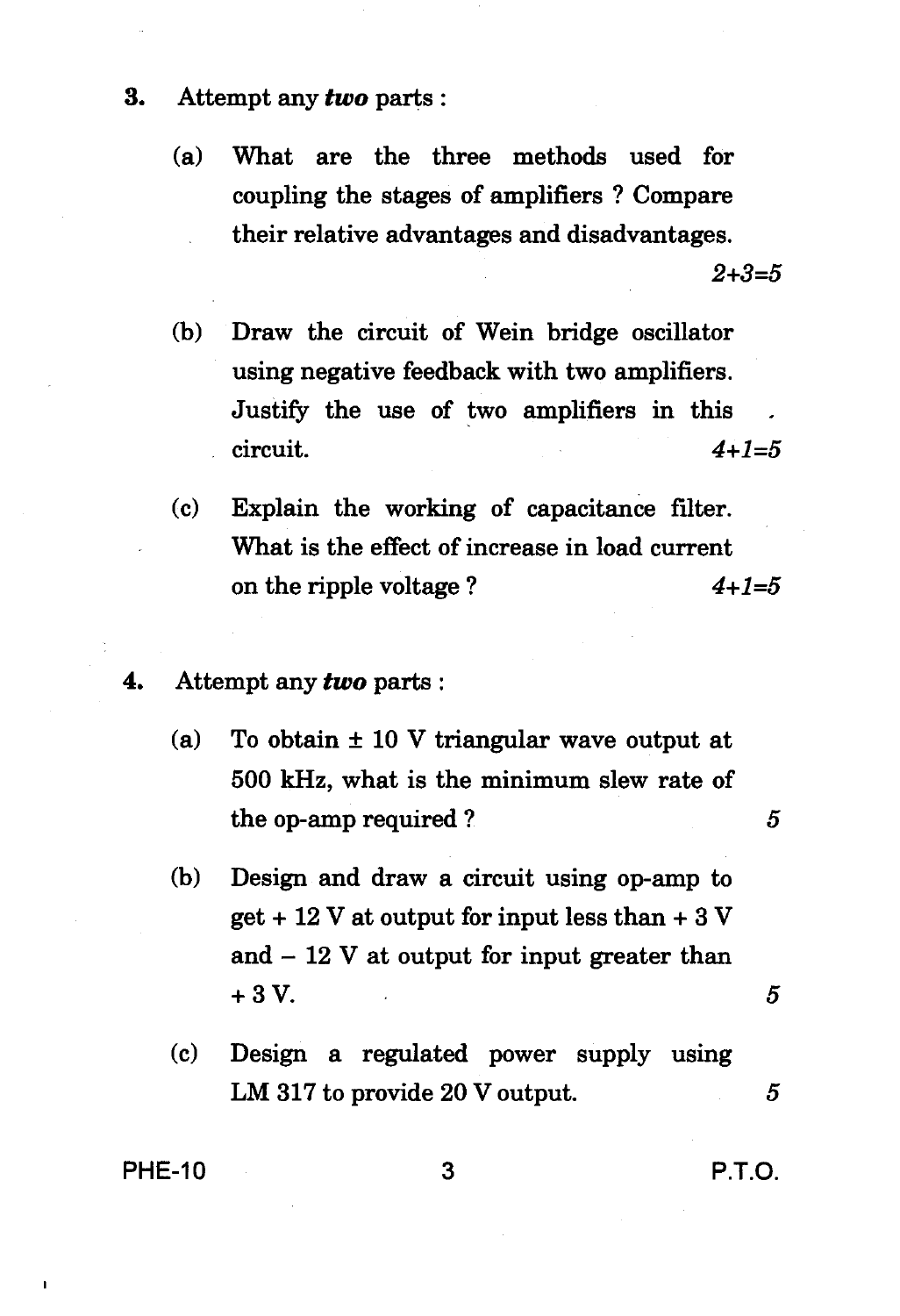3. Attempt any ***two*** parts :

(a) What are the three methods used for coupling the stages of amplifiers ? Compare their relative advantages and disadvantages. *2+3=5*

(b) Draw the circuit of Wein bridge oscillator using negative feedback with two amplifiers. Justify the use of two amplifiers in this circuit. *4+1=5*

(c) Explain the working of capacitance filter. What is the effect of increase in load current on the ripple voltage ? *4+1=5*

4. Attempt any ***two*** parts :

(a) To obtain $\pm$ 10 V triangular wave output at 500 kHz, what is the minimum slew rate of the op-amp required ? *5*

(b) Design and draw a circuit using op-amp to get + 12 V at output for input less than + 3 V and – 12 V at output for input greater than + 3 V. *5*

(c) Design a regulated power supply using LM 317 to provide 20 V output. *5*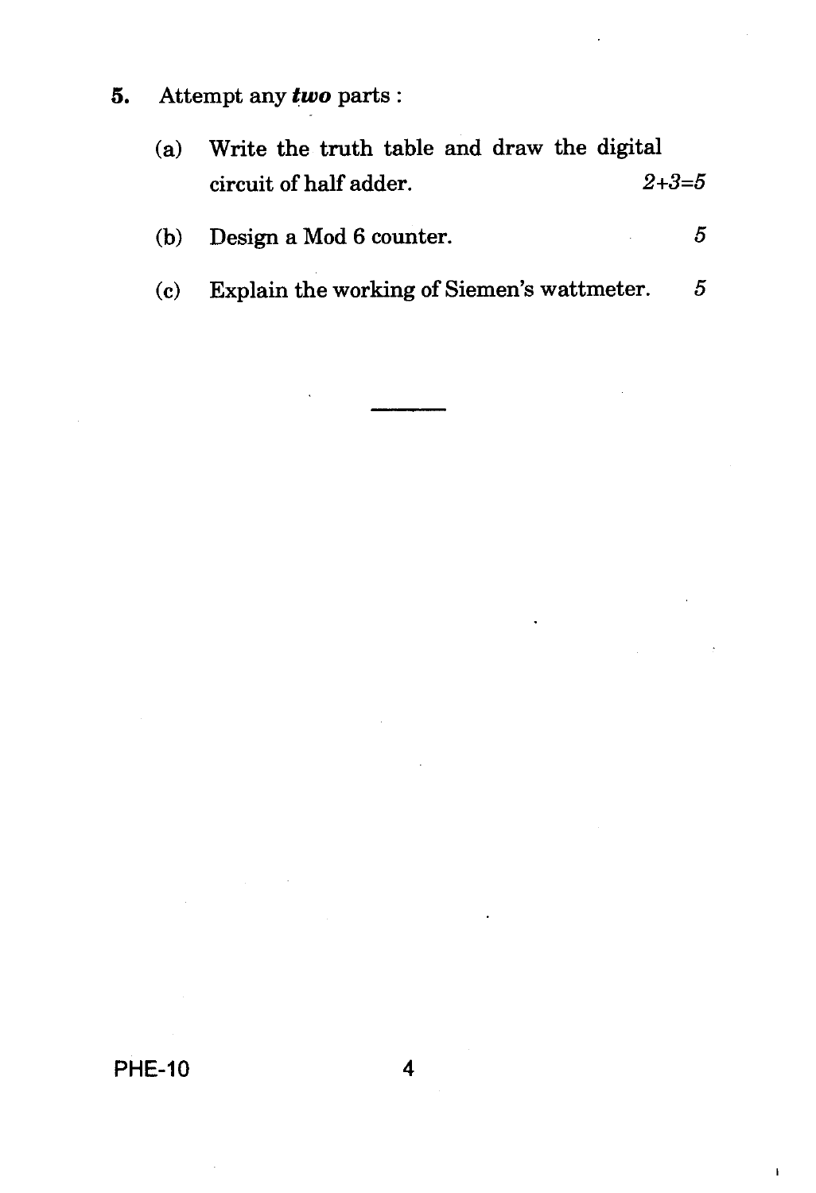5. Attempt any ***two*** parts :

   (a) Write the truth table and draw the digital circuit of half adder. *2+3=5*

   (b) Design a Mod 6 counter. 5

   (c) Explain the working of Siemen's wattmeter. 5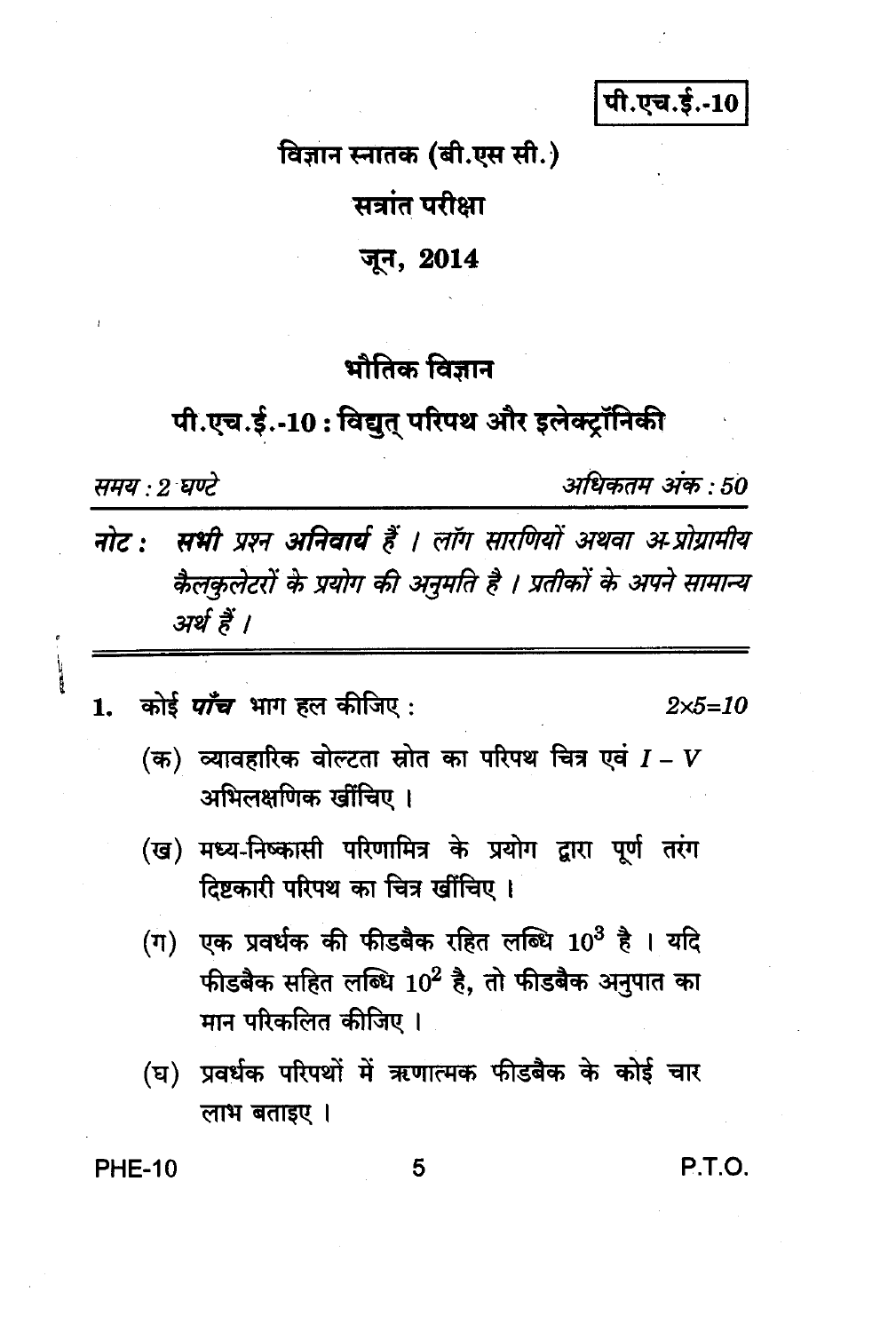पी.एच.ई.-10

विज्ञान स्नातक (बी.एस सी.)

सत्रांत परीक्षा

जून, 2014

## भौतिक विज्ञान

## पी.एच.ई.-10 : विद्युत् परिपथ और इलेक्ट्रॉनिकी

*समय : 2 घण्टे* *अधिकतम अंक : 50*

**नोट :** ***सभी*** *प्रश्न अनिवार्य हैं । लॉग सारणियों अथवा अ-प्रोग्रामीय कैलकुलेटरों के प्रयोग की अनुमति है । प्रतीकों के अपने सामान्य अर्थ हैं ।*

1. कोई ***पाँच*** भाग हल कीजिए : $2 \times 5 = 10$

   (क) व्यावहारिक वोल्टता स्रोत का परिपथ चित्र एवं $I - V$ अभिलक्षणिक खींचिए ।

   (ख) मध्य-निष्कासी परिणामित्र के प्रयोग द्वारा पूर्ण तरंग दिष्टकारी परिपथ का चित्र खींचिए ।

   (ग) एक प्रवर्धक की फीडबैक रहित लब्धि $10^3$ है । यदि फीडबैक सहित लब्धि $10^2$ है, तो फीडबैक अनुपात का मान परिकलित कीजिए ।

   (घ) प्रवर्धक परिपथों में ऋणात्मक फीडबैक के कोई चार लाभ बताइए ।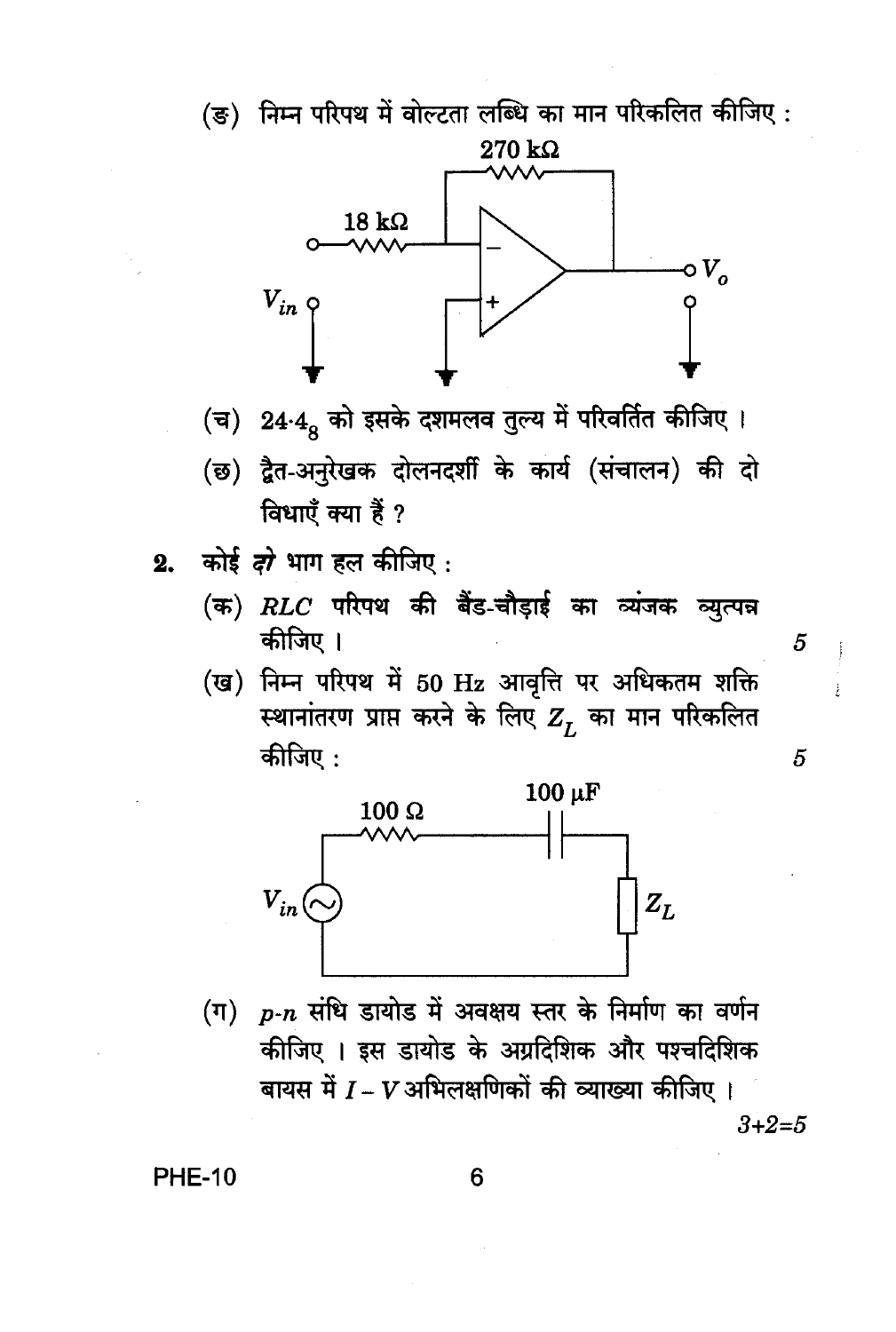(ङ) निम्न परिपथ में वोल्टता लब्धि का मान परिकलित कीजिए :

270 kΩ

18 kΩ

$V_{in}$

$V_o$

(च) $24{\cdot}4_8$ को इसके दशमलव तुल्य में परिवर्तित कीजिए ।

(छ) द्वैत-अनुरेखक दोलनदर्शी के कार्य (संचालन) की दो विधाएँ क्या हैं ?

**2.** कोई *दो* भाग हल कीजिए :

(क) *RLC* परिपथ की बैंड-चौड़ाई का व्यंजक व्युत्पन्न कीजिए । 5

(ख) निम्न परिपथ में 50 Hz आवृत्ति पर अधिकतम शक्ति स्थानांतरण प्राप्त करने के लिए $Z_L$ का मान परिकलित कीजिए : 5

100 Ω

100 μF

$V_{in}$

$Z_L$

(ग) *p-n* संधि डायोड में अवक्षय स्तर के निर्माण का वर्णन कीजिए । इस डायोड के अग्रदिशिक और पश्चदिशिक बायस में $I-V$ अभिलक्षणिकों की व्याख्या कीजिए ।

3+2=5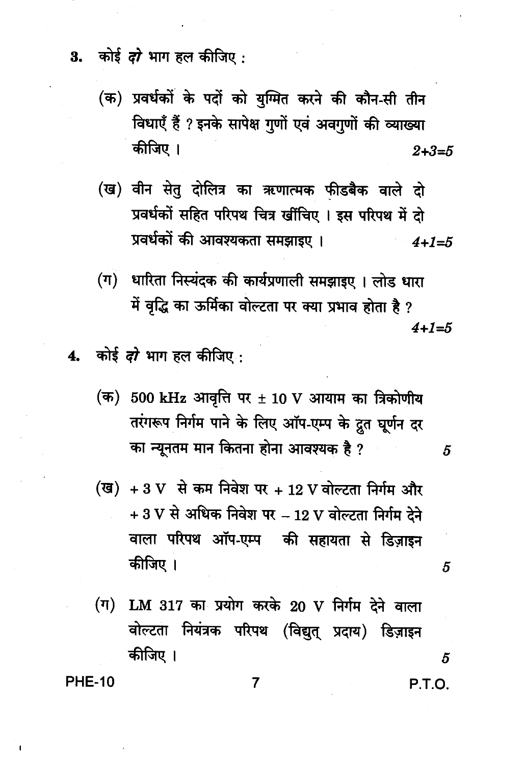3. कोई ***दो*** भाग हल कीजिए :

   (क) प्रवर्धकों के पदों को युग्मित करने की कौन-सी तीन विधाएँ हैं ? इनके सापेक्ष गुणों एवं अवगुणों की व्याख्या कीजिए । *2+3=5*

   (ख) वीन सेतु दोलित्र का ऋणात्मक फीडबैक वाले दो प्रवर्धकों सहित परिपथ चित्र खींचिए । इस परिपथ में दो प्रवर्धकों की आवश्यकता समझाइए । *4+1=5*

   (ग) धारिता निस्यंदक की कार्यप्रणाली समझाइए । लोड धारा में वृद्धि का ऊर्मिका वोल्टता पर क्या प्रभाव होता है ? *4+1=5*

4. कोई ***दो*** भाग हल कीजिए :

   (क) 500 kHz आवृत्ति पर $\pm$ 10 V आयाम का त्रिकोणीय तरंगरूप निर्गम पाने के लिए ऑप-एम्प के द्रुत घूर्णन दर का न्यूनतम मान कितना होना आवश्यक है ? *5*

   (ख) + 3 V से कम निवेश पर + 12 V वोल्टता निर्गम और + 3 V से अधिक निवेश पर – 12 V वोल्टता निर्गम देने वाला परिपथ ऑप-एम्प की सहायता से डिज़ाइन कीजिए । *5*

   (ग) LM 317 का प्रयोग करके 20 V निर्गम देने वाला वोल्टता नियंत्रक परिपथ (विद्युत् प्रदाय) डिज़ाइन कीजिए । *5*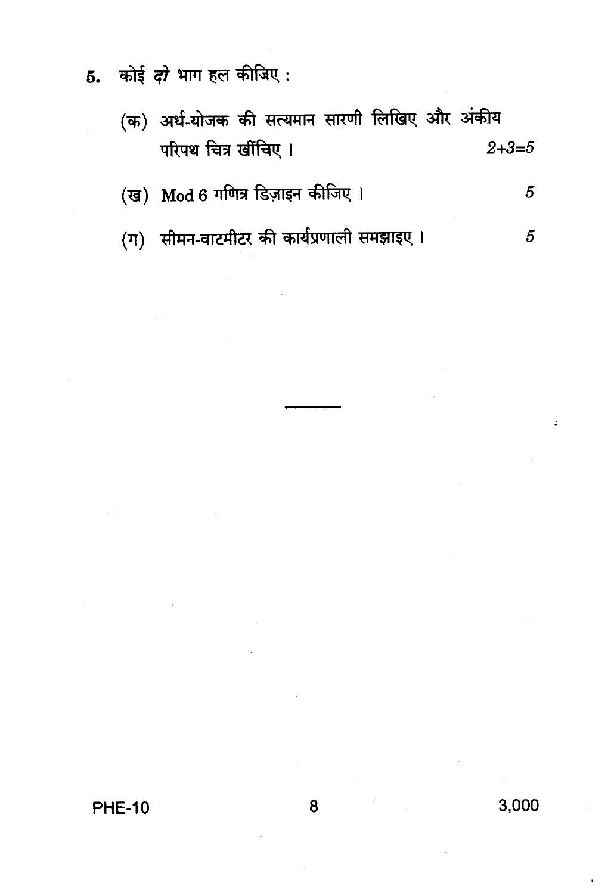5. कोई ***दो*** भाग हल कीजिए :

   (क) अर्ध-योजक की सत्यमान सारणी लिखिए और अंकीय परिपथ चित्र खींचिए । *2+3=5*

   (ख) Mod 6 गणित्र डिज़ाइन कीजिए । *5*

   (ग) सीमन-वाटमीटर की कार्यप्रणाली समझाइए । *5*

---

PHE-10 3,000